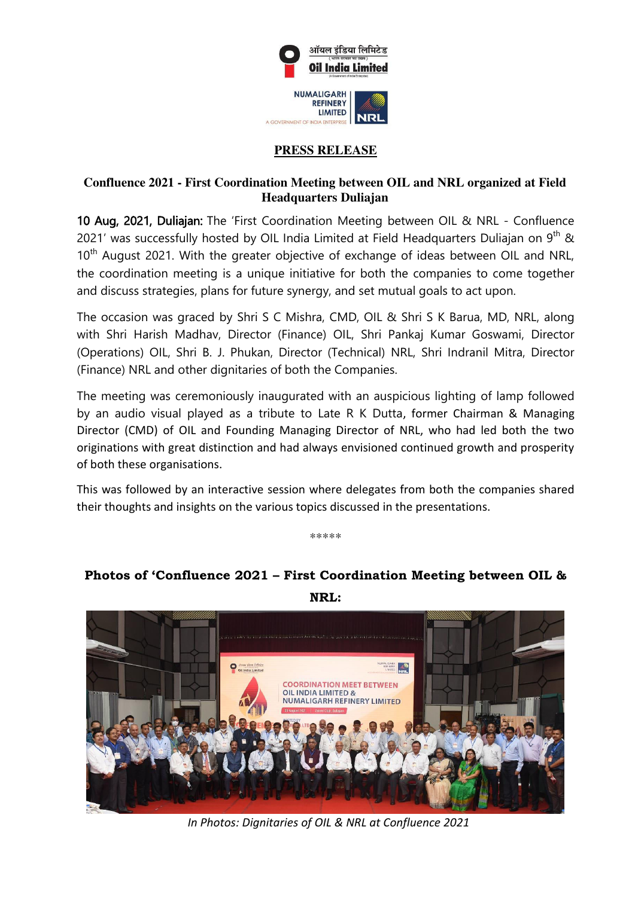ऑयल इंडिया लिमिटेड

Oil India Limited

NUMALIGARH REFINERY LIMITED

A GOVERNMENT OF INDIA ENTERPRISE

NRL

## PRESS RELEASE

### Confluence 2021 - First Coordination Meeting between OIL and NRL organized at Field Headquarters Duliajan

**10 Aug, 2021, Duliajan:** The 'First Coordination Meeting between OIL & NRL - Confluence 2021' was successfully hosted by OIL India Limited at Field Headquarters Duliajan on 9th & 10th August 2021. With the greater objective of exchange of ideas between OIL and NRL, the coordination meeting is a unique initiative for both the companies to come together and discuss strategies, plans for future synergy, and set mutual goals to act upon.

The occasion was graced by Shri S C Mishra, CMD, OIL & Shri S K Barua, MD, NRL, along with Shri Harish Madhav, Director (Finance) OIL, Shri Pankaj Kumar Goswami, Director (Operations) OIL, Shri B. J. Phukan, Director (Technical) NRL, Shri Indranil Mitra, Director (Finance) NRL and other dignitaries of both the Companies.

The meeting was ceremoniously inaugurated with an auspicious lighting of lamp followed by an audio visual played as a tribute to Late R K Dutta, former Chairman & Managing Director (CMD) of OIL and Founding Managing Director of NRL, who had led both the two originations with great distinction and had always envisioned continued growth and prosperity of both these organisations.

This was followed by an interactive session where delegates from both the companies shared their thoughts and insights on the various topics discussed in the presentations.

*****

### Photos of 'Confluence 2021 – First Coordination Meeting between OIL & NRL:

*In Photos: Dignitaries of OIL & NRL at Confluence 2021*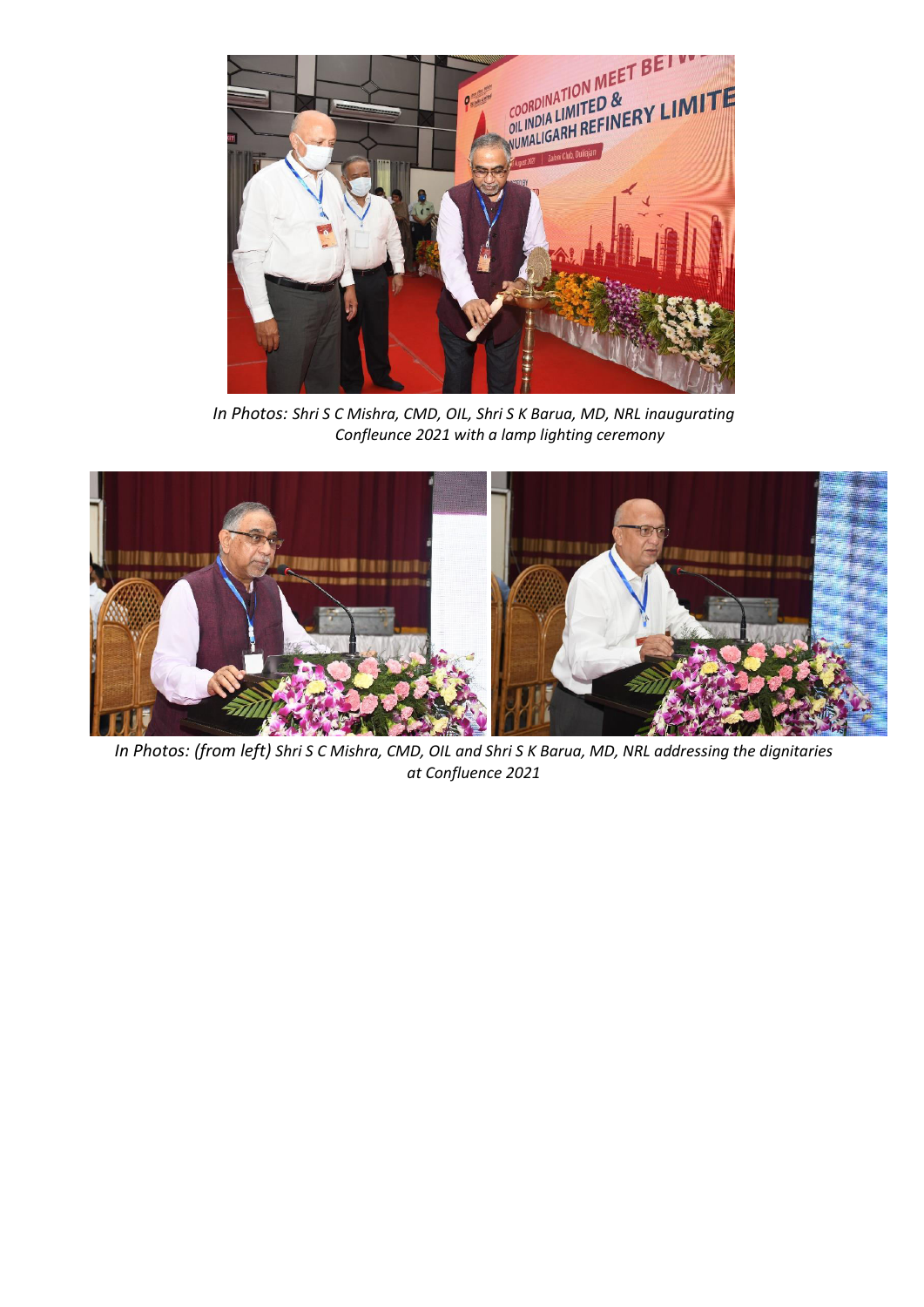In Photos: Shri S C Mishra, CMD, OIL, Shri S K Barua, MD, NRL inaugurating Confleunce 2021 with a lamp lighting ceremony

In Photos: (from left) Shri S C Mishra, CMD, OIL and Shri S K Barua, MD, NRL addressing the dignitaries at Confluence 2021